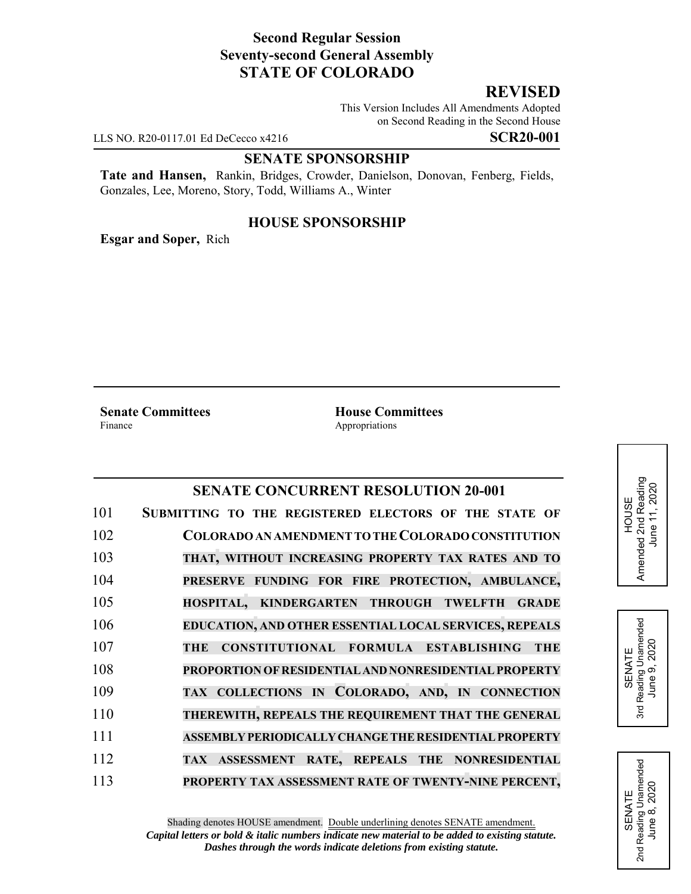**Second Regular Session**
**Seventy-second General Assembly**
**STATE OF COLORADO**

**REVISED**

This Version Includes All Amendments Adopted on Second Reading in the Second House

LLS NO. R20-0117.01 Ed DeCecco x4216 **SCR20-001**

**SENATE SPONSORSHIP**

**Tate and Hansen,** Rankin, Bridges, Crowder, Danielson, Donovan, Fenberg, Fields, Gonzales, Lee, Moreno, Story, Todd, Williams A., Winter

**HOUSE SPONSORSHIP**

**Esgar and Soper,** Rich

**Senate Committees**
Finance

**House Committees**
Appropriations

HOUSE Amended 2nd Reading June 11, 2020

SENATE 3rd Reading Unamended June 9, 2020

SENATE 2nd Reading Unamended June 8, 2020

## SENATE CONCURRENT RESOLUTION 20-001

101 **SUBMITTING TO THE REGISTERED ELECTORS OF THE STATE OF**
102 **COLORADO AN AMENDMENT TO THE COLORADO CONSTITUTION**
103 **THAT, WITHOUT INCREASING PROPERTY TAX RATES AND TO**
104 **PRESERVE FUNDING FOR FIRE PROTECTION, AMBULANCE,**
105 **HOSPITAL, KINDERGARTEN THROUGH TWELFTH GRADE**
106 **EDUCATION, AND OTHER ESSENTIAL LOCAL SERVICES, REPEALS**
107 **THE CONSTITUTIONAL FORMULA ESTABLISHING THE**
108 **PROPORTION OF RESIDENTIAL AND NONRESIDENTIAL PROPERTY**
109 **TAX COLLECTIONS IN COLORADO, AND, IN CONNECTION**
110 **THEREWITH, REPEALS THE REQUIREMENT THAT THE GENERAL**
111 **ASSEMBLY PERIODICALLY CHANGE THE RESIDENTIAL PROPERTY**
112 **TAX ASSESSMENT RATE, REPEALS THE NONRESIDENTIAL**
113 **PROPERTY TAX ASSESSMENT RATE OF TWENTY-NINE PERCENT,**

Shading denotes HOUSE amendment. Double underlining denotes SENATE amendment.
*Capital letters or bold & italic numbers indicate new material to be added to existing statute.*
*Dashes through the words indicate deletions from existing statute.*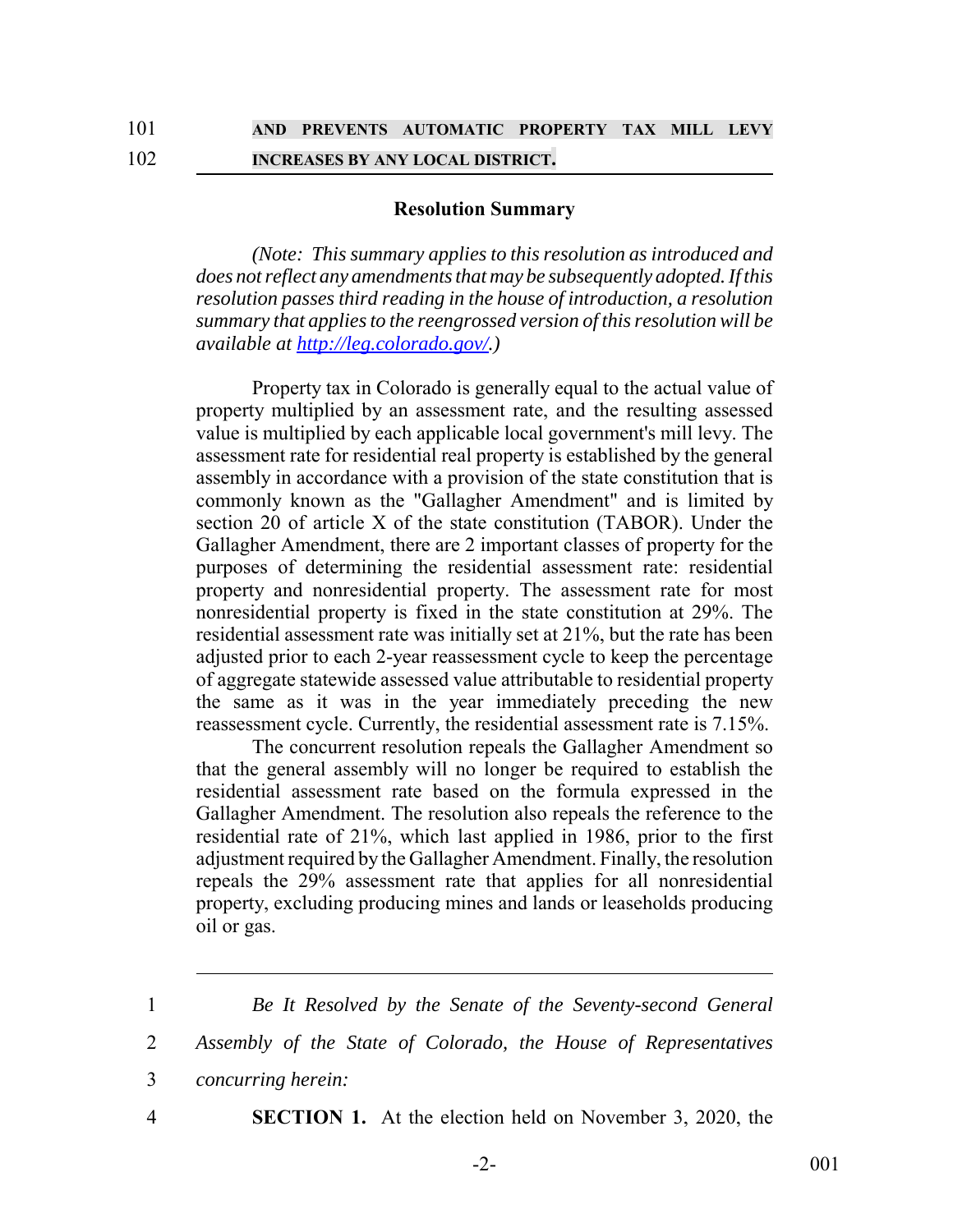**AND PREVENTS AUTOMATIC PROPERTY TAX MILL LEVY INCREASES BY ANY LOCAL DISTRICT.**

## Resolution Summary

*(Note: This summary applies to this resolution as introduced and does not reflect any amendments that may be subsequently adopted. If this resolution passes third reading in the house of introduction, a resolution summary that applies to the reengrossed version of this resolution will be available at [http://leg.colorado.gov/](http://leg.colorado.gov/).)*

Property tax in Colorado is generally equal to the actual value of property multiplied by an assessment rate, and the resulting assessed value is multiplied by each applicable local government's mill levy. The assessment rate for residential real property is established by the general assembly in accordance with a provision of the state constitution that is commonly known as the "Gallagher Amendment" and is limited by section 20 of article X of the state constitution (TABOR). Under the Gallagher Amendment, there are 2 important classes of property for the purposes of determining the residential assessment rate: residential property and nonresidential property. The assessment rate for most nonresidential property is fixed in the state constitution at 29%. The residential assessment rate was initially set at 21%, but the rate has been adjusted prior to each 2-year reassessment cycle to keep the percentage of aggregate statewide assessed value attributable to residential property the same as it was in the year immediately preceding the new reassessment cycle. Currently, the residential assessment rate is 7.15%.

The concurrent resolution repeals the Gallagher Amendment so that the general assembly will no longer be required to establish the residential assessment rate based on the formula expressed in the Gallagher Amendment. The resolution also repeals the reference to the residential rate of 21%, which last applied in 1986, prior to the first adjustment required by the Gallagher Amendment. Finally, the resolution repeals the 29% assessment rate that applies for all nonresidential property, excluding producing mines and lands or leaseholds producing oil or gas.

---

*Be It Resolved by the Senate of the Seventy-second General Assembly of the State of Colorado, the House of Representatives concurring herein:*

**SECTION 1.** At the election held on November 3, 2020, the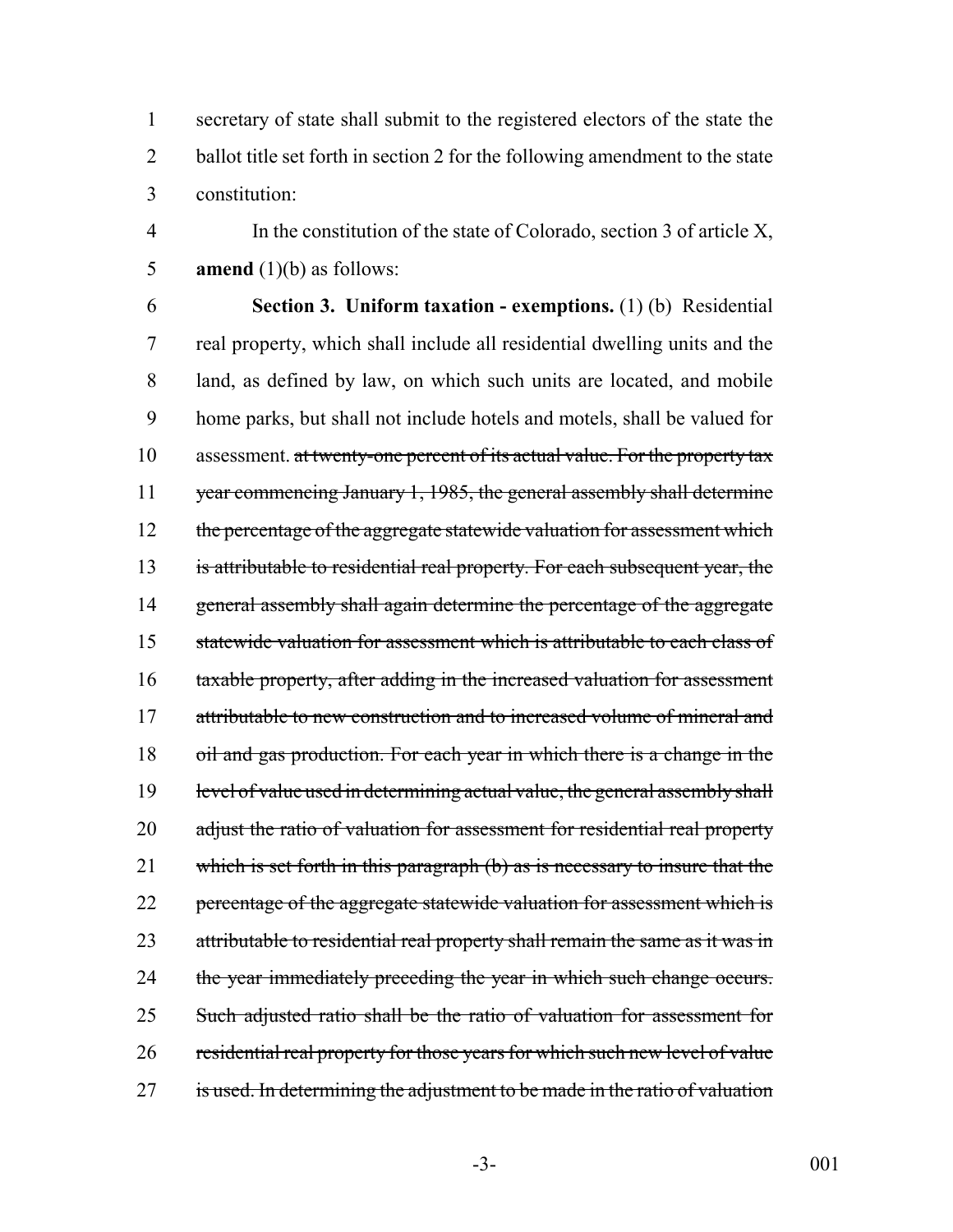secretary of state shall submit to the registered electors of the state the ballot title set forth in section 2 for the following amendment to the state constitution:

In the constitution of the state of Colorado, section 3 of article X, **amend** (1)(b) as follows:

**Section 3. Uniform taxation - exemptions.** (1) (b) Residential real property, which shall include all residential dwelling units and the land, as defined by law, on which such units are located, and mobile home parks, but shall not include hotels and motels, shall be valued for assessment. ~~at twenty-one percent of its actual value. For the property tax year commencing January 1, 1985, the general assembly shall determine the percentage of the aggregate statewide valuation for assessment which is attributable to residential real property. For each subsequent year, the general assembly shall again determine the percentage of the aggregate statewide valuation for assessment which is attributable to each class of taxable property, after adding in the increased valuation for assessment attributable to new construction and to increased volume of mineral and oil and gas production. For each year in which there is a change in the level of value used in determining actual value, the general assembly shall adjust the ratio of valuation for assessment for residential real property which is set forth in this paragraph (b) as is necessary to insure that the percentage of the aggregate statewide valuation for assessment which is attributable to residential real property shall remain the same as it was in the year immediately preceding the year in which such change occurs. Such adjusted ratio shall be the ratio of valuation for assessment for residential real property for those years for which such new level of value is used. In determining the adjustment to be made in the ratio of valuation~~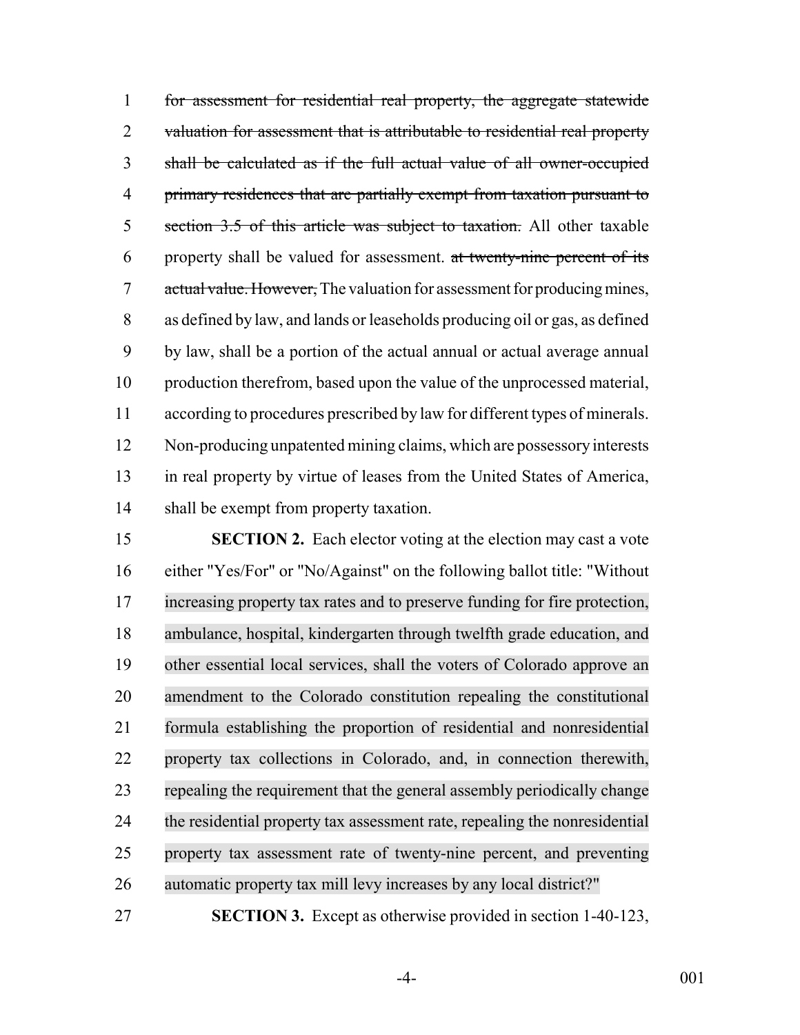~~for assessment for residential real property, the aggregate statewide valuation for assessment that is attributable to residential real property shall be calculated as if the full actual value of all owner-occupied primary residences that are partially exempt from taxation pursuant to section 3.5 of this article was subject to taxation.~~ All other taxable property shall be valued for assessment. ~~at twenty-nine percent of its actual value. However,~~ The valuation for assessment for producing mines, as defined by law, and lands or leaseholds producing oil or gas, as defined by law, shall be a portion of the actual annual or actual average annual production therefrom, based upon the value of the unprocessed material, according to procedures prescribed by law for different types of minerals. Non-producing unpatented mining claims, which are possessory interests in real property by virtue of leases from the United States of America, shall be exempt from property taxation.

**SECTION 2.** Each elector voting at the election may cast a vote either "Yes/For" or "No/Against" on the following ballot title: "Without increasing property tax rates and to preserve funding for fire protection, ambulance, hospital, kindergarten through twelfth grade education, and other essential local services, shall the voters of Colorado approve an amendment to the Colorado constitution repealing the constitutional formula establishing the proportion of residential and nonresidential property tax collections in Colorado, and, in connection therewith, repealing the requirement that the general assembly periodically change the residential property tax assessment rate, repealing the nonresidential property tax assessment rate of twenty-nine percent, and preventing automatic property tax mill levy increases by any local district?"

**SECTION 3.** Except as otherwise provided in section 1-40-123,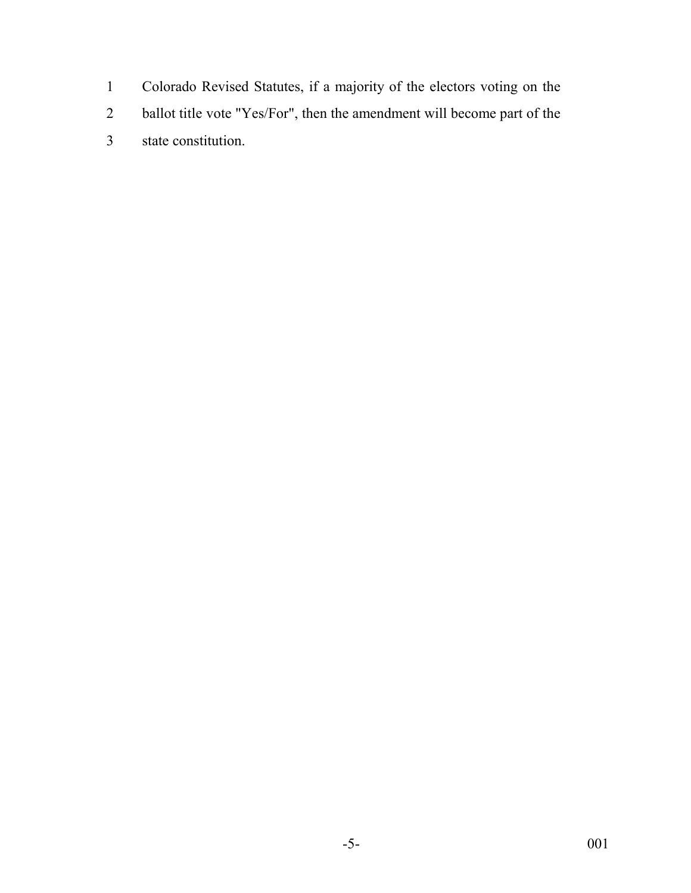Colorado Revised Statutes, if a majority of the electors voting on the ballot title vote "Yes/For", then the amendment will become part of the state constitution.